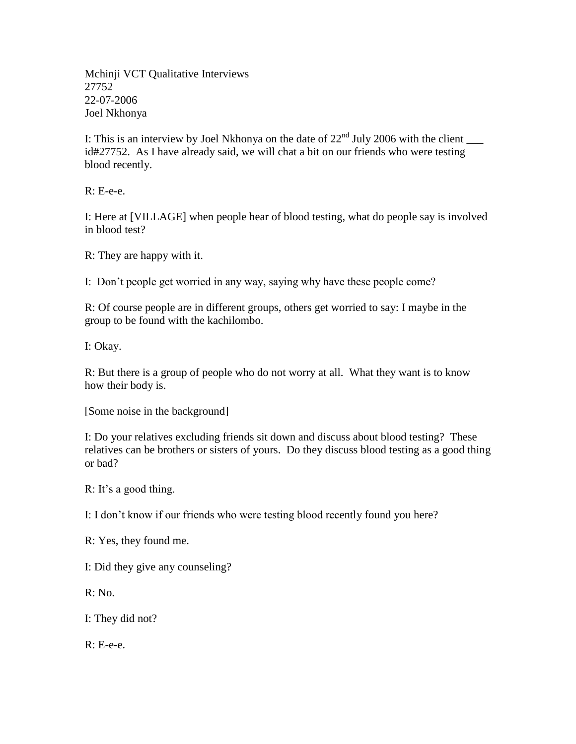Mchinji VCT Qualitative Interviews
27752
22-07-2006
Joel Nkhonya

I: This is an interview by Joel Nkhonya on the date of 22nd July 2006 with the client ___ id#27752. As I have already said, we will chat a bit on our friends who were testing blood recently.

R: E-e-e.

I: Here at [VILLAGE] when people hear of blood testing, what do people say is involved in blood test?

R: They are happy with it.

I: Don't people get worried in any way, saying why have these people come?

R: Of course people are in different groups, others get worried to say: I maybe in the group to be found with the kachilombo.

I: Okay.

R: But there is a group of people who do not worry at all. What they want is to know how their body is.

[Some noise in the background]

I: Do your relatives excluding friends sit down and discuss about blood testing? These relatives can be brothers or sisters of yours. Do they discuss blood testing as a good thing or bad?

R: It's a good thing.

I: I don't know if our friends who were testing blood recently found you here?

R: Yes, they found me.

I: Did they give any counseling?

R: No.

I: They did not?

R: E-e-e.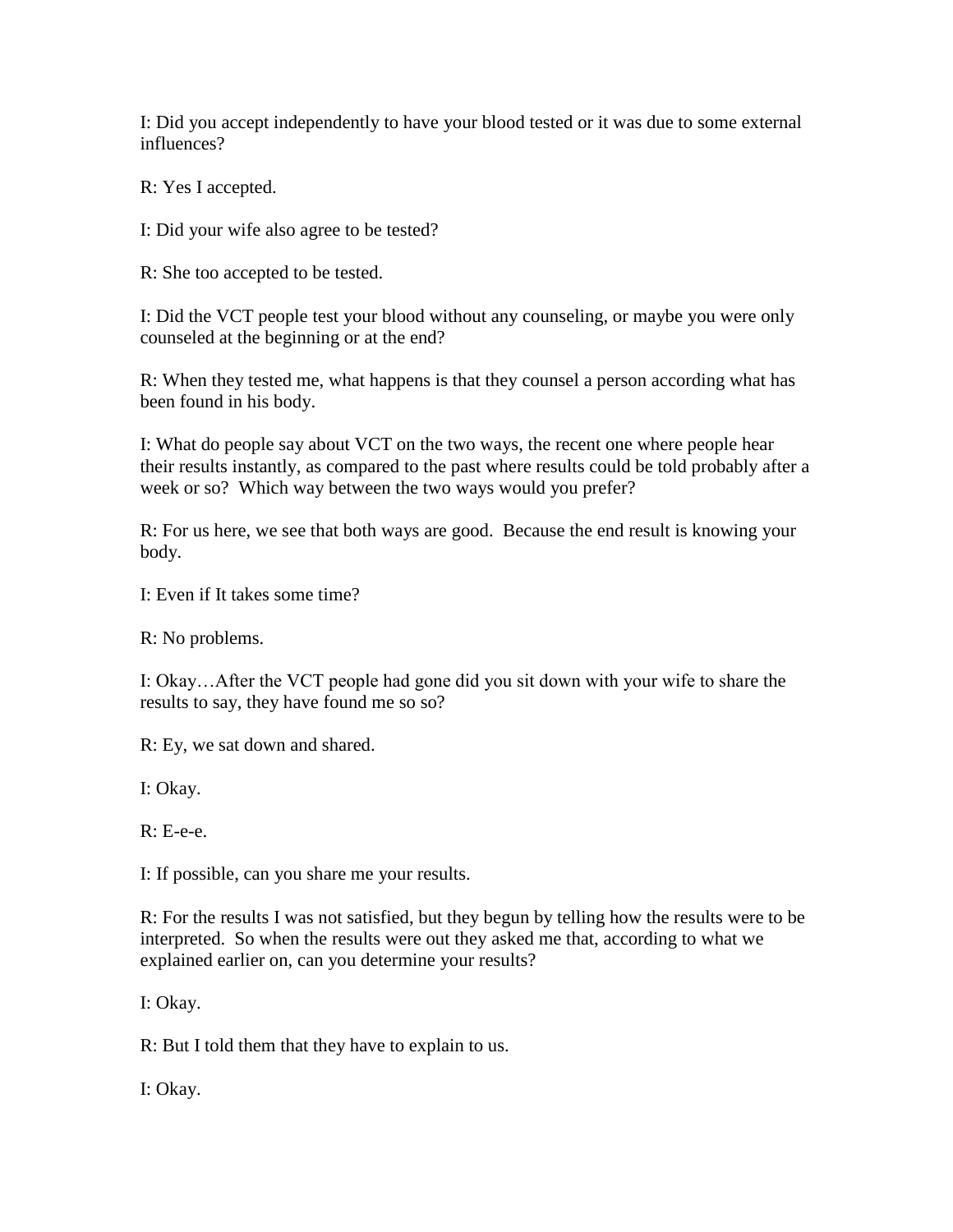I: Did you accept independently to have your blood tested or it was due to some external influences?

R: Yes I accepted.

I: Did your wife also agree to be tested?

R: She too accepted to be tested.

I: Did the VCT people test your blood without any counseling, or maybe you were only counseled at the beginning or at the end?

R: When they tested me, what happens is that they counsel a person according what has been found in his body.

I: What do people say about VCT on the two ways, the recent one where people hear their results instantly, as compared to the past where results could be told probably after a week or so? Which way between the two ways would you prefer?

R: For us here, we see that both ways are good. Because the end result is knowing your body.

I: Even if It takes some time?

R: No problems.

I: Okay…After the VCT people had gone did you sit down with your wife to share the results to say, they have found me so so?

R: Ey, we sat down and shared.

I: Okay.

R: E-e-e.

I: If possible, can you share me your results.

R: For the results I was not satisfied, but they begun by telling how the results were to be interpreted. So when the results were out they asked me that, according to what we explained earlier on, can you determine your results?

I: Okay.

R: But I told them that they have to explain to us.

I: Okay.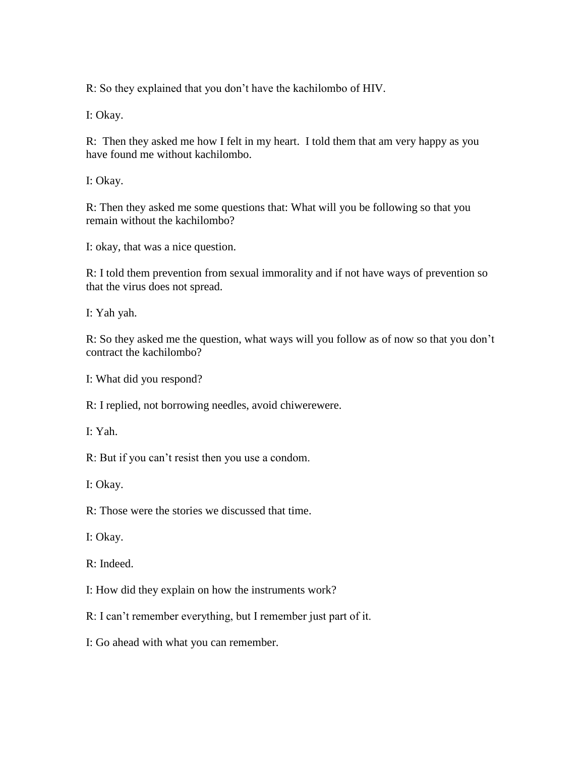R: So they explained that you don't have the kachilombo of HIV.

I: Okay.

R: Then they asked me how I felt in my heart. I told them that am very happy as you have found me without kachilombo.

I: Okay.

R: Then they asked me some questions that: What will you be following so that you remain without the kachilombo?

I: okay, that was a nice question.

R: I told them prevention from sexual immorality and if not have ways of prevention so that the virus does not spread.

I: Yah yah.

R: So they asked me the question, what ways will you follow as of now so that you don't contract the kachilombo?

I: What did you respond?

R: I replied, not borrowing needles, avoid chiwerewere.

I: Yah.

R: But if you can't resist then you use a condom.

I: Okay.

R: Those were the stories we discussed that time.

I: Okay.

R: Indeed.

I: How did they explain on how the instruments work?

R: I can't remember everything, but I remember just part of it.

I: Go ahead with what you can remember.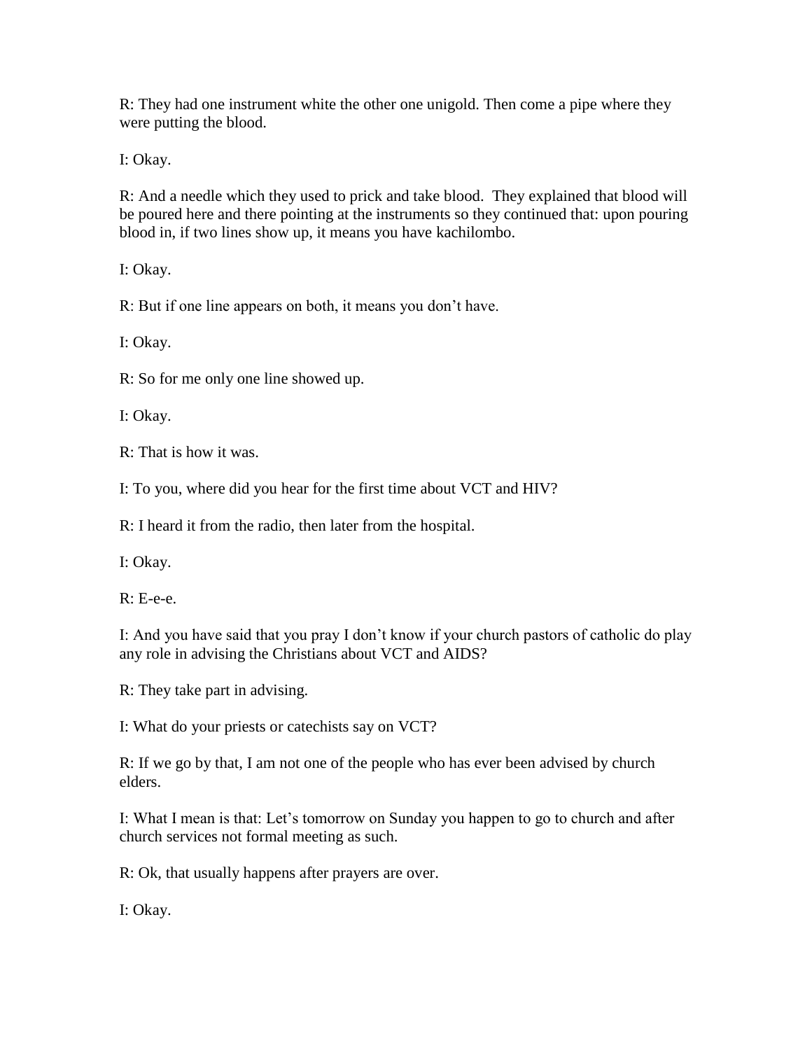R: They had one instrument white the other one unigold. Then come a pipe where they were putting the blood.

I: Okay.

R: And a needle which they used to prick and take blood.  They explained that blood will be poured here and there pointing at the instruments so they continued that: upon pouring blood in, if two lines show up, it means you have kachilombo.

I: Okay.

R: But if one line appears on both, it means you don't have.

I: Okay.

R: So for me only one line showed up.

I: Okay.

R: That is how it was.

I: To you, where did you hear for the first time about VCT and HIV?

R: I heard it from the radio, then later from the hospital.

I: Okay.

R: E-e-e.

I: And you have said that you pray I don't know if your church pastors of catholic do play any role in advising the Christians about VCT and AIDS?

R: They take part in advising.

I: What do your priests or catechists say on VCT?

R: If we go by that, I am not one of the people who has ever been advised by church elders.

I: What I mean is that: Let's tomorrow on Sunday you happen to go to church and after church services not formal meeting as such.

R: Ok, that usually happens after prayers are over.

I: Okay.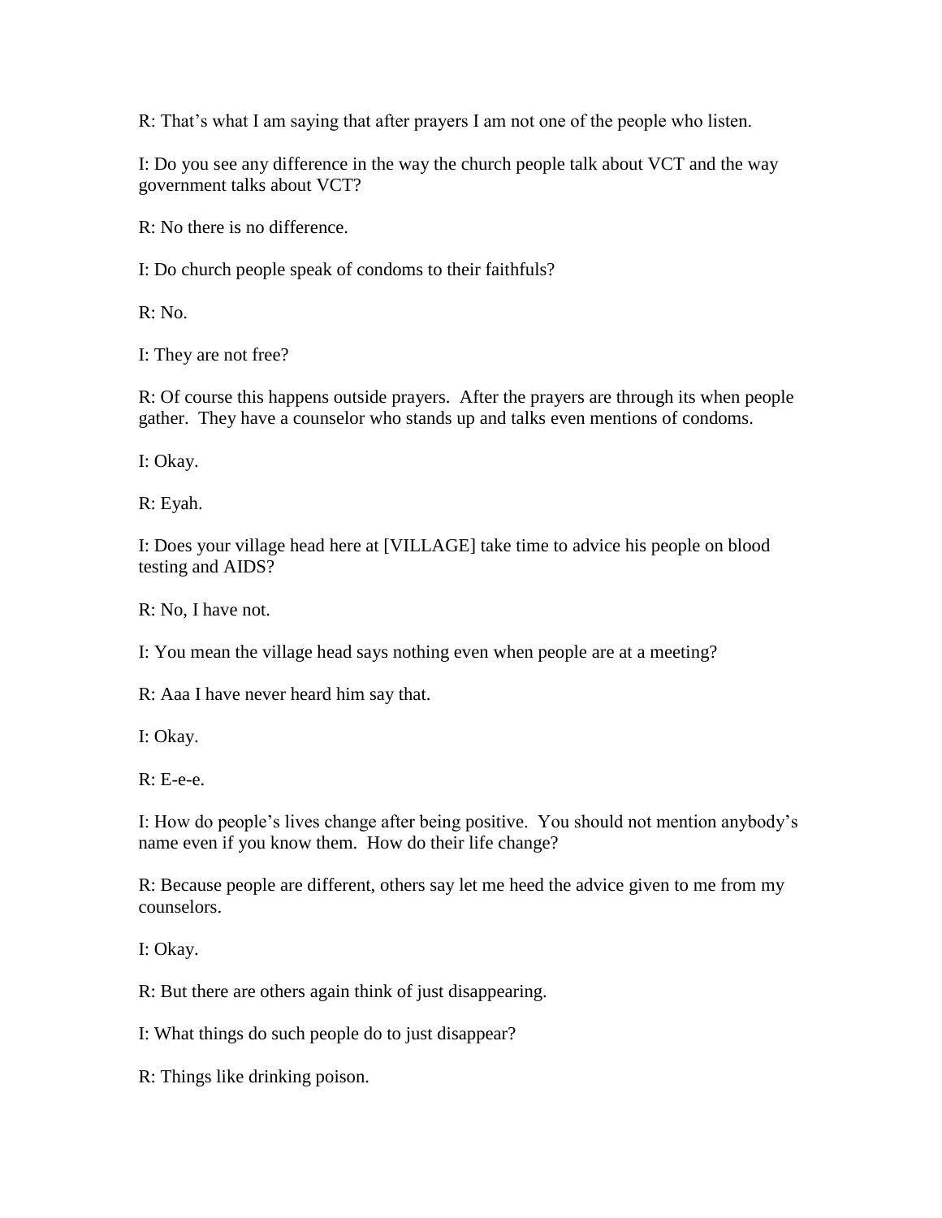R: That's what I am saying that after prayers I am not one of the people who listen.

I: Do you see any difference in the way the church people talk about VCT and the way government talks about VCT?

R: No there is no difference.

I: Do church people speak of condoms to their faithfuls?

R: No.

I: They are not free?

R: Of course this happens outside prayers. After the prayers are through its when people gather. They have a counselor who stands up and talks even mentions of condoms.

I: Okay.

R: Eyah.

I: Does your village head here at [VILLAGE] take time to advice his people on blood testing and AIDS?

R: No, I have not.

I: You mean the village head says nothing even when people are at a meeting?

R: Aaa I have never heard him say that.

I: Okay.

R: E-e-e.

I: How do people's lives change after being positive. You should not mention anybody's name even if you know them. How do their life change?

R: Because people are different, others say let me heed the advice given to me from my counselors.

I: Okay.

R: But there are others again think of just disappearing.

I: What things do such people do to just disappear?

R: Things like drinking poison.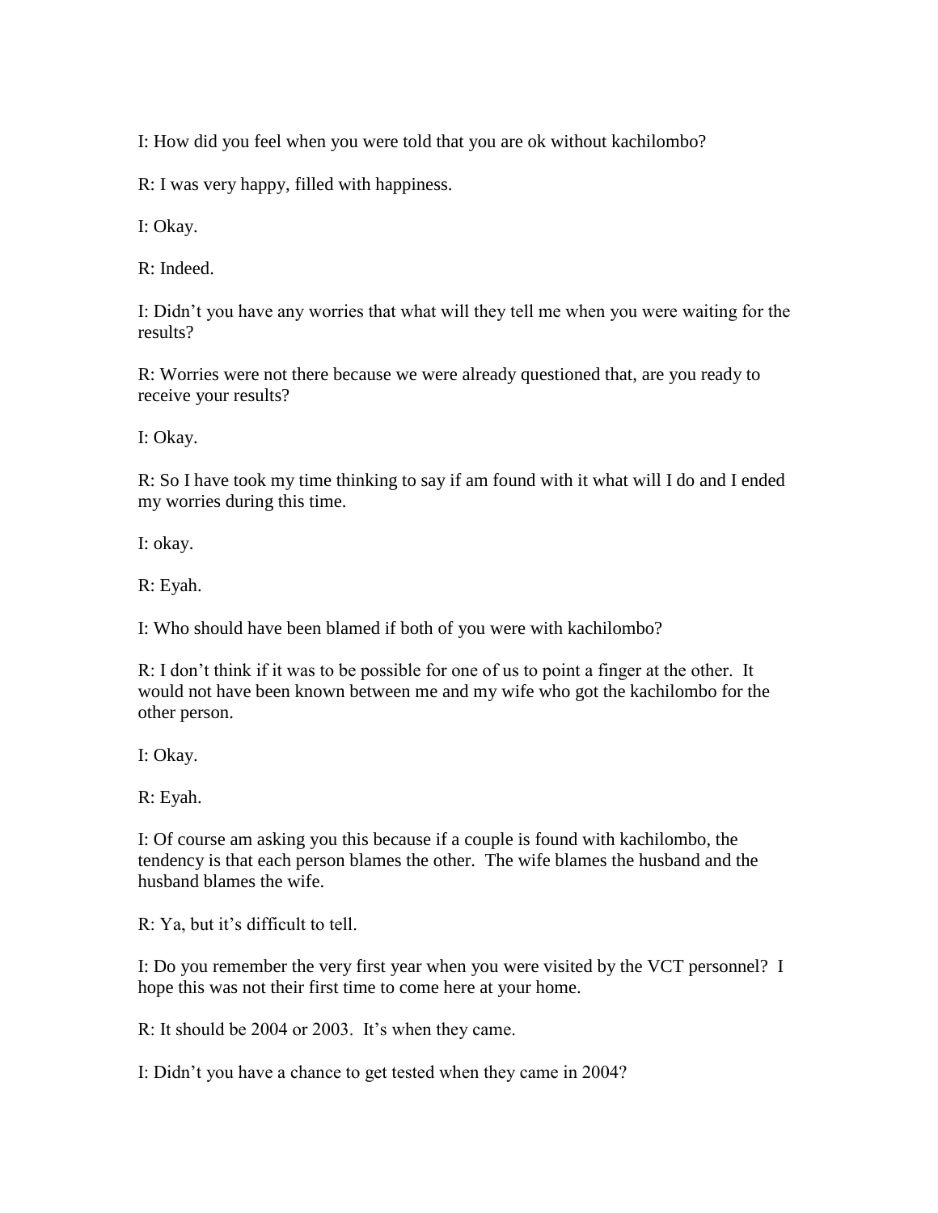I: How did you feel when you were told that you are ok without kachilombo?

R: I was very happy, filled with happiness.

I: Okay.

R: Indeed.

I: Didn't you have any worries that what will they tell me when you were waiting for the results?

R: Worries were not there because we were already questioned that, are you ready to receive your results?

I: Okay.

R: So I have took my time thinking to say if am found with it what will I do and I ended my worries during this time.

I: okay.

R: Eyah.

I: Who should have been blamed if both of you were with kachilombo?

R: I don't think if it was to be possible for one of us to point a finger at the other. It would not have been known between me and my wife who got the kachilombo for the other person.

I: Okay.

R: Eyah.

I: Of course am asking you this because if a couple is found with kachilombo, the tendency is that each person blames the other. The wife blames the husband and the husband blames the wife.

R: Ya, but it's difficult to tell.

I: Do you remember the very first year when you were visited by the VCT personnel? I hope this was not their first time to come here at your home.

R: It should be 2004 or 2003. It's when they came.

I: Didn't you have a chance to get tested when they came in 2004?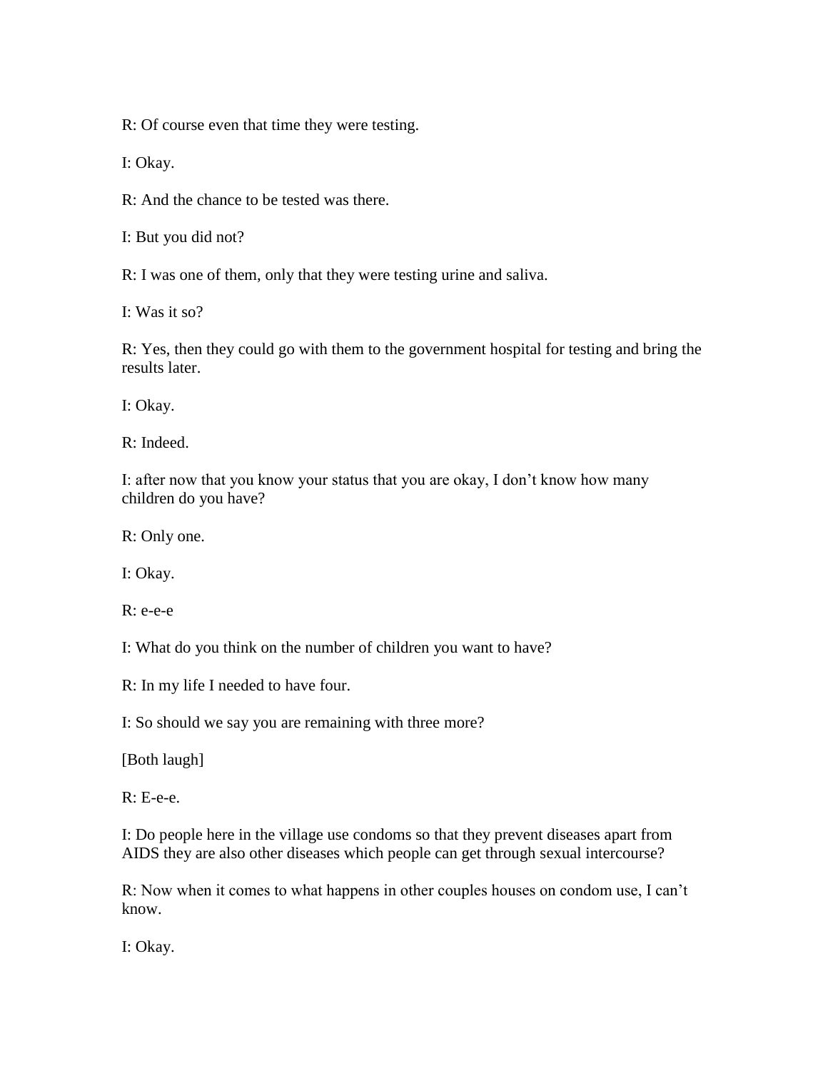R: Of course even that time they were testing.

I: Okay.

R: And the chance to be tested was there.

I: But you did not?

R: I was one of them, only that they were testing urine and saliva.

I: Was it so?

R: Yes, then they could go with them to the government hospital for testing and bring the results later.

I: Okay.

R: Indeed.

I: after now that you know your status that you are okay, I don't know how many children do you have?

R: Only one.

I: Okay.

R: e-e-e

I: What do you think on the number of children you want to have?

R: In my life I needed to have four.

I: So should we say you are remaining with three more?

[Both laugh]

R: E-e-e.

I: Do people here in the village use condoms so that they prevent diseases apart from AIDS they are also other diseases which people can get through sexual intercourse?

R: Now when it comes to what happens in other couples houses on condom use, I can't know.

I: Okay.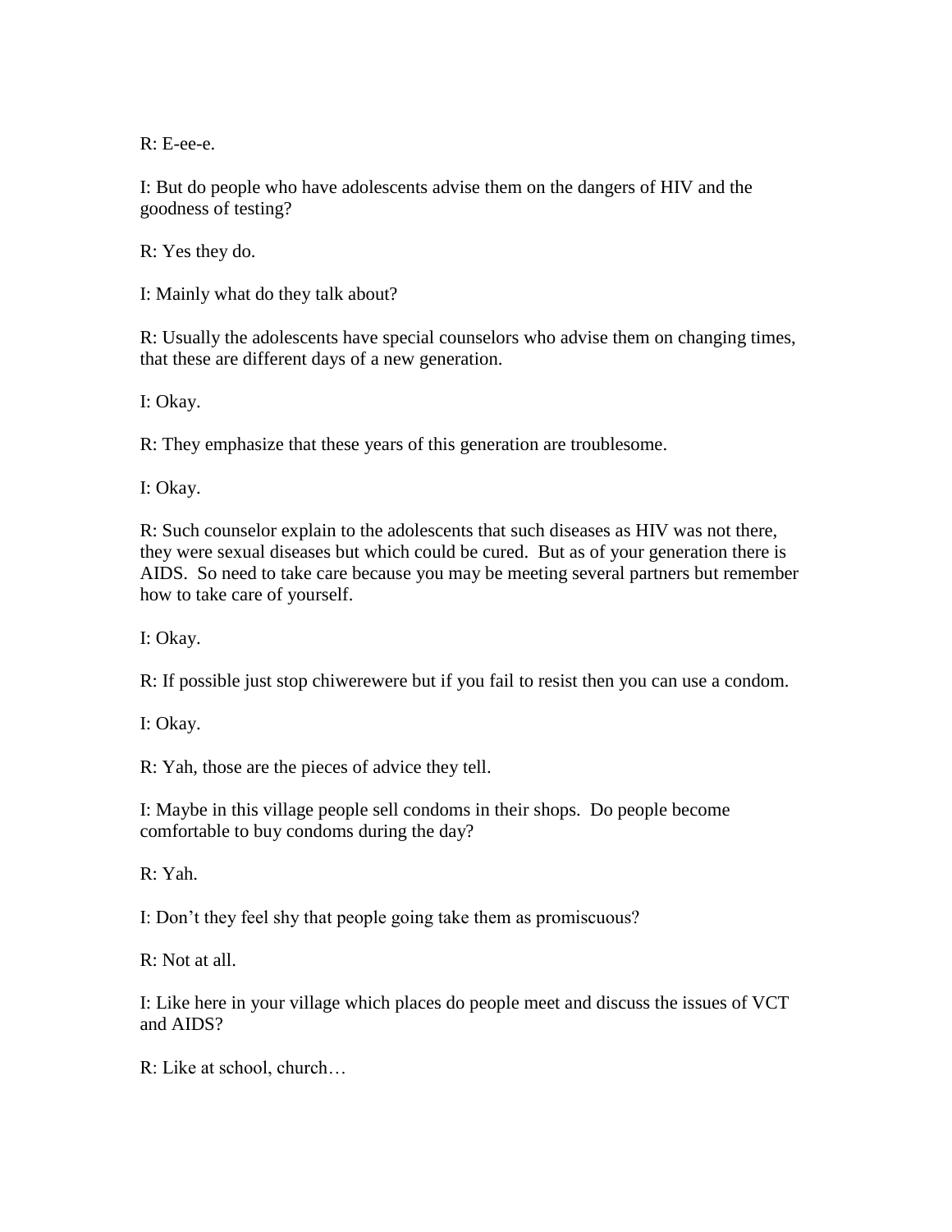R: E-ee-e.

I: But do people who have adolescents advise them on the dangers of HIV and the goodness of testing?

R: Yes they do.

I: Mainly what do they talk about?

R: Usually the adolescents have special counselors who advise them on changing times, that these are different days of a new generation.

I: Okay.

R: They emphasize that these years of this generation are troublesome.

I: Okay.

R: Such counselor explain to the adolescents that such diseases as HIV was not there, they were sexual diseases but which could be cured. But as of your generation there is AIDS. So need to take care because you may be meeting several partners but remember how to take care of yourself.

I: Okay.

R: If possible just stop chiwerewere but if you fail to resist then you can use a condom.

I: Okay.

R: Yah, those are the pieces of advice they tell.

I: Maybe in this village people sell condoms in their shops. Do people become comfortable to buy condoms during the day?

R: Yah.

I: Don't they feel shy that people going take them as promiscuous?

R: Not at all.

I: Like here in your village which places do people meet and discuss the issues of VCT and AIDS?

R: Like at school, church…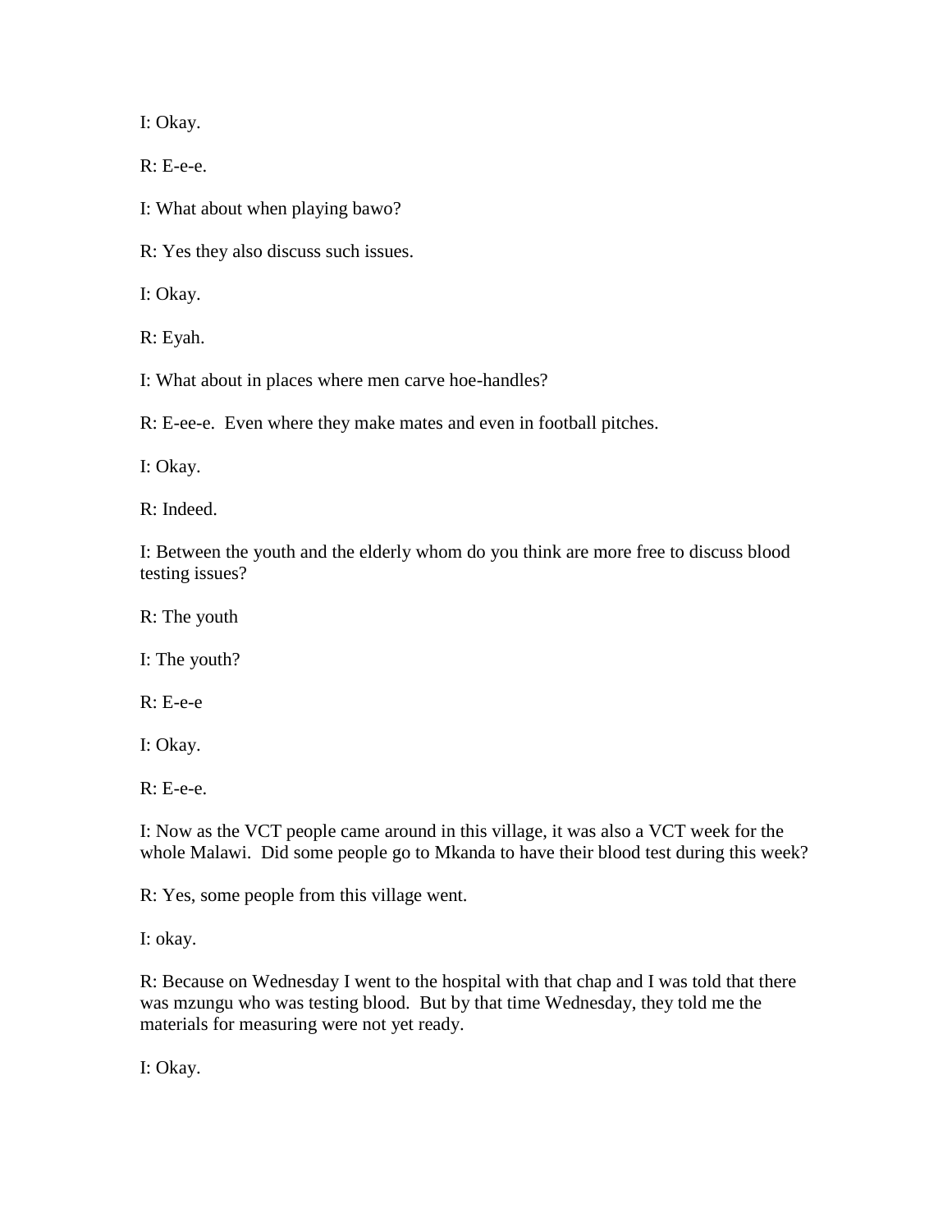I: Okay.

R: E-e-e.

I: What about when playing bawo?

R: Yes they also discuss such issues.

I: Okay.

R: Eyah.

I: What about in places where men carve hoe-handles?

R: E-ee-e. Even where they make mates and even in football pitches.

I: Okay.

R: Indeed.

I: Between the youth and the elderly whom do you think are more free to discuss blood testing issues?

R: The youth

I: The youth?

R: E-e-e

I: Okay.

R: E-e-e.

I: Now as the VCT people came around in this village, it was also a VCT week for the whole Malawi. Did some people go to Mkanda to have their blood test during this week?

R: Yes, some people from this village went.

I: okay.

R: Because on Wednesday I went to the hospital with that chap and I was told that there was mzungu who was testing blood. But by that time Wednesday, they told me the materials for measuring were not yet ready.

I: Okay.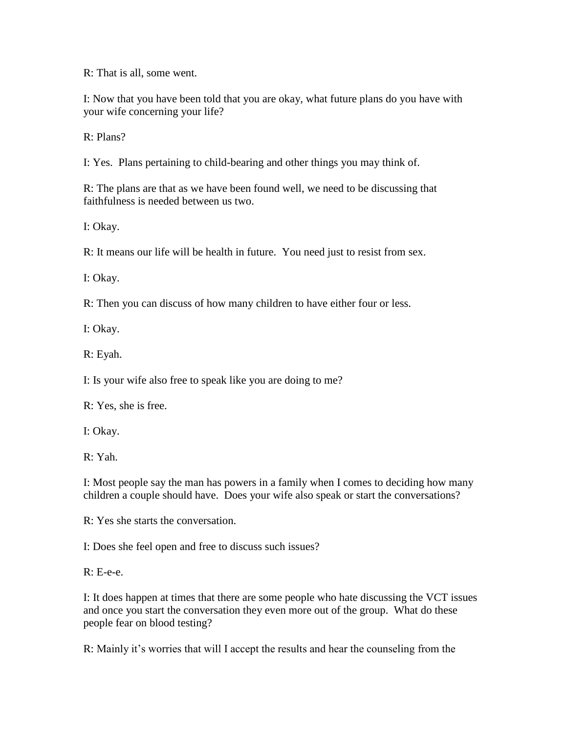R: That is all, some went.

I: Now that you have been told that you are okay, what future plans do you have with your wife concerning your life?

R: Plans?

I: Yes. Plans pertaining to child-bearing and other things you may think of.

R: The plans are that as we have been found well, we need to be discussing that faithfulness is needed between us two.

I: Okay.

R: It means our life will be health in future. You need just to resist from sex.

I: Okay.

R: Then you can discuss of how many children to have either four or less.

I: Okay.

R: Eyah.

I: Is your wife also free to speak like you are doing to me?

R: Yes, she is free.

I: Okay.

R: Yah.

I: Most people say the man has powers in a family when I comes to deciding how many children a couple should have. Does your wife also speak or start the conversations?

R: Yes she starts the conversation.

I: Does she feel open and free to discuss such issues?

R: E-e-e.

I: It does happen at times that there are some people who hate discussing the VCT issues and once you start the conversation they even more out of the group. What do these people fear on blood testing?

R: Mainly it's worries that will I accept the results and hear the counseling from the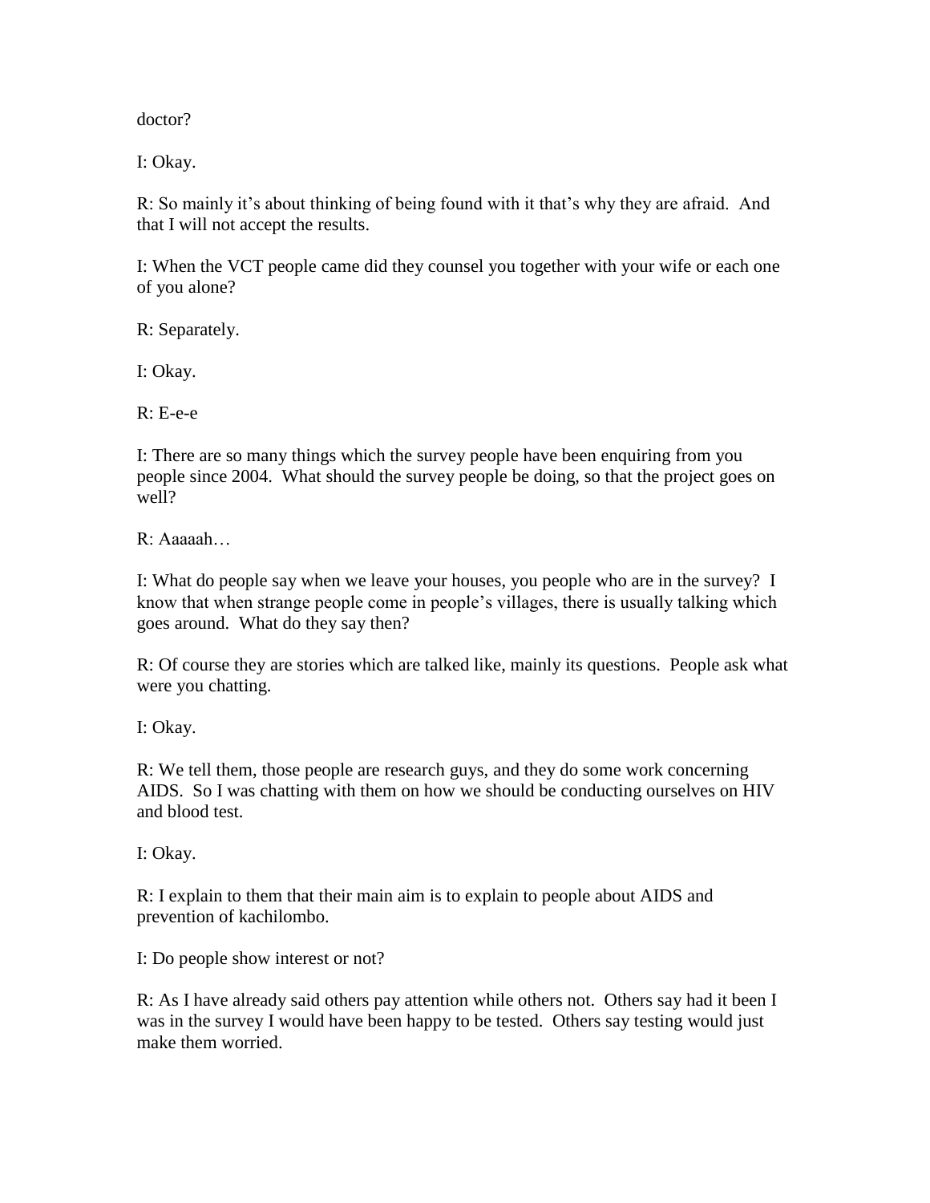doctor?

I: Okay.

R: So mainly it's about thinking of being found with it that's why they are afraid. And that I will not accept the results.

I: When the VCT people came did they counsel you together with your wife or each one of you alone?

R: Separately.

I: Okay.

R: E-e-e

I: There are so many things which the survey people have been enquiring from you people since 2004. What should the survey people be doing, so that the project goes on well?

R: Aaaaah…

I: What do people say when we leave your houses, you people who are in the survey? I know that when strange people come in people's villages, there is usually talking which goes around. What do they say then?

R: Of course they are stories which are talked like, mainly its questions. People ask what were you chatting.

I: Okay.

R: We tell them, those people are research guys, and they do some work concerning AIDS. So I was chatting with them on how we should be conducting ourselves on HIV and blood test.

I: Okay.

R: I explain to them that their main aim is to explain to people about AIDS and prevention of kachilombo.

I: Do people show interest or not?

R: As I have already said others pay attention while others not. Others say had it been I was in the survey I would have been happy to be tested. Others say testing would just make them worried.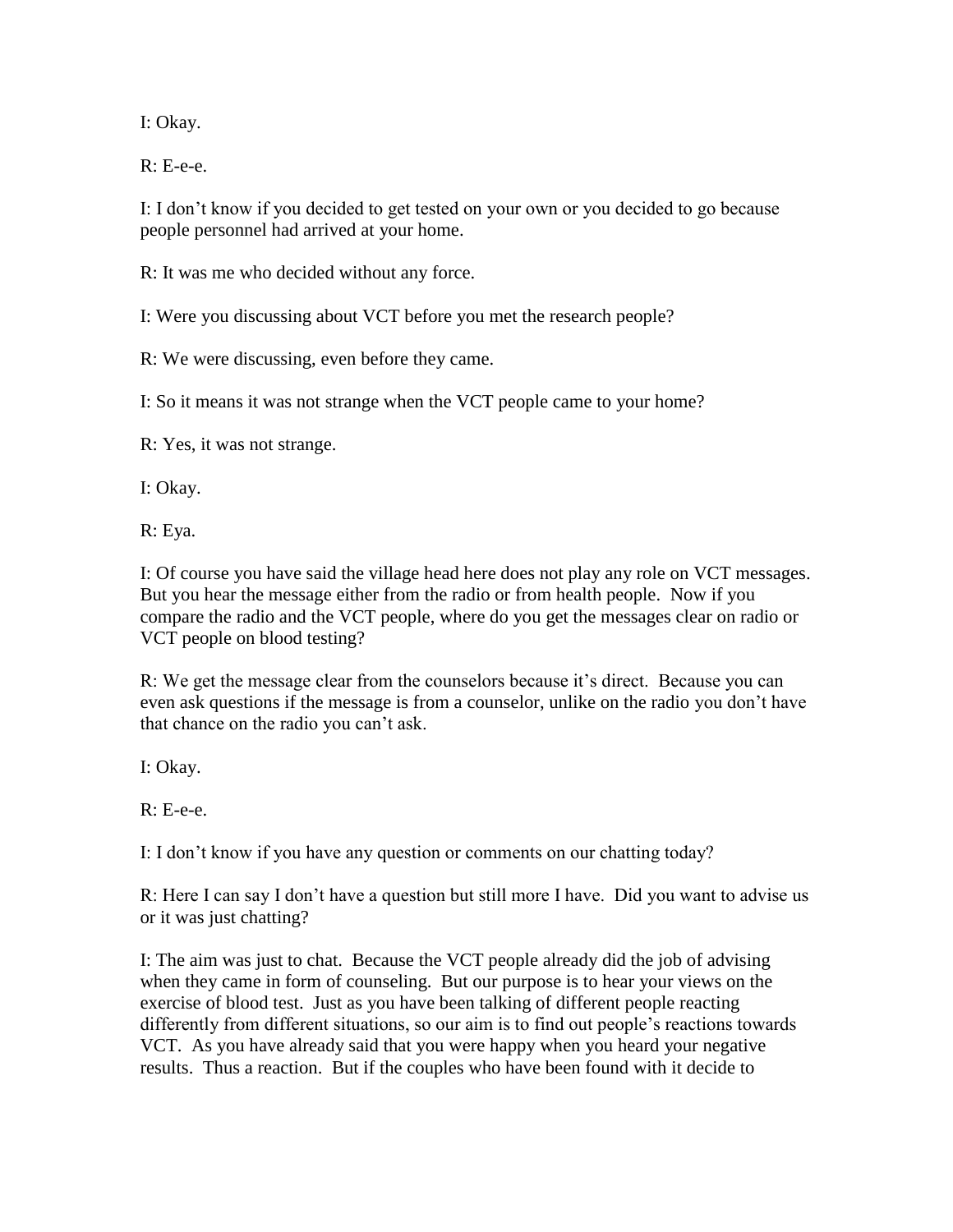I: Okay.

R: E-e-e.

I: I don't know if you decided to get tested on your own or you decided to go because people personnel had arrived at your home.

R: It was me who decided without any force.

I: Were you discussing about VCT before you met the research people?

R: We were discussing, even before they came.

I: So it means it was not strange when the VCT people came to your home?

R: Yes, it was not strange.

I: Okay.

R: Eya.

I: Of course you have said the village head here does not play any role on VCT messages. But you hear the message either from the radio or from health people. Now if you compare the radio and the VCT people, where do you get the messages clear on radio or VCT people on blood testing?

R: We get the message clear from the counselors because it's direct. Because you can even ask questions if the message is from a counselor, unlike on the radio you don't have that chance on the radio you can't ask.

I: Okay.

R: E-e-e.

I: I don't know if you have any question or comments on our chatting today?

R: Here I can say I don't have a question but still more I have. Did you want to advise us or it was just chatting?

I: The aim was just to chat. Because the VCT people already did the job of advising when they came in form of counseling. But our purpose is to hear your views on the exercise of blood test. Just as you have been talking of different people reacting differently from different situations, so our aim is to find out people's reactions towards VCT. As you have already said that you were happy when you heard your negative results. Thus a reaction. But if the couples who have been found with it decide to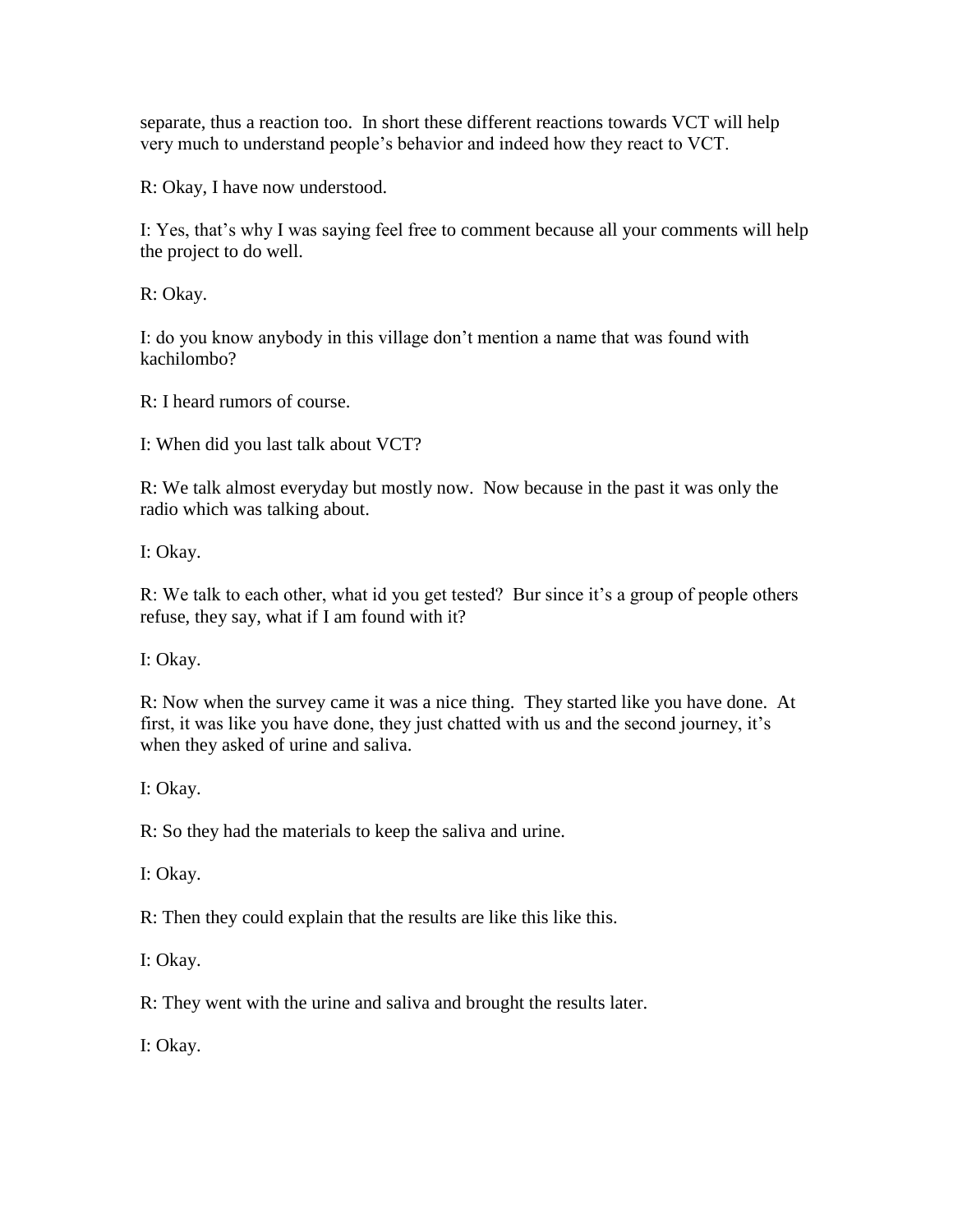separate, thus a reaction too. In short these different reactions towards VCT will help very much to understand people's behavior and indeed how they react to VCT.

R: Okay, I have now understood.

I: Yes, that's why I was saying feel free to comment because all your comments will help the project to do well.

R: Okay.

I: do you know anybody in this village don't mention a name that was found with kachilombo?

R: I heard rumors of course.

I: When did you last talk about VCT?

R: We talk almost everyday but mostly now. Now because in the past it was only the radio which was talking about.

I: Okay.

R: We talk to each other, what id you get tested? Bur since it's a group of people others refuse, they say, what if I am found with it?

I: Okay.

R: Now when the survey came it was a nice thing. They started like you have done. At first, it was like you have done, they just chatted with us and the second journey, it's when they asked of urine and saliva.

I: Okay.

R: So they had the materials to keep the saliva and urine.

I: Okay.

R: Then they could explain that the results are like this like this.

I: Okay.

R: They went with the urine and saliva and brought the results later.

I: Okay.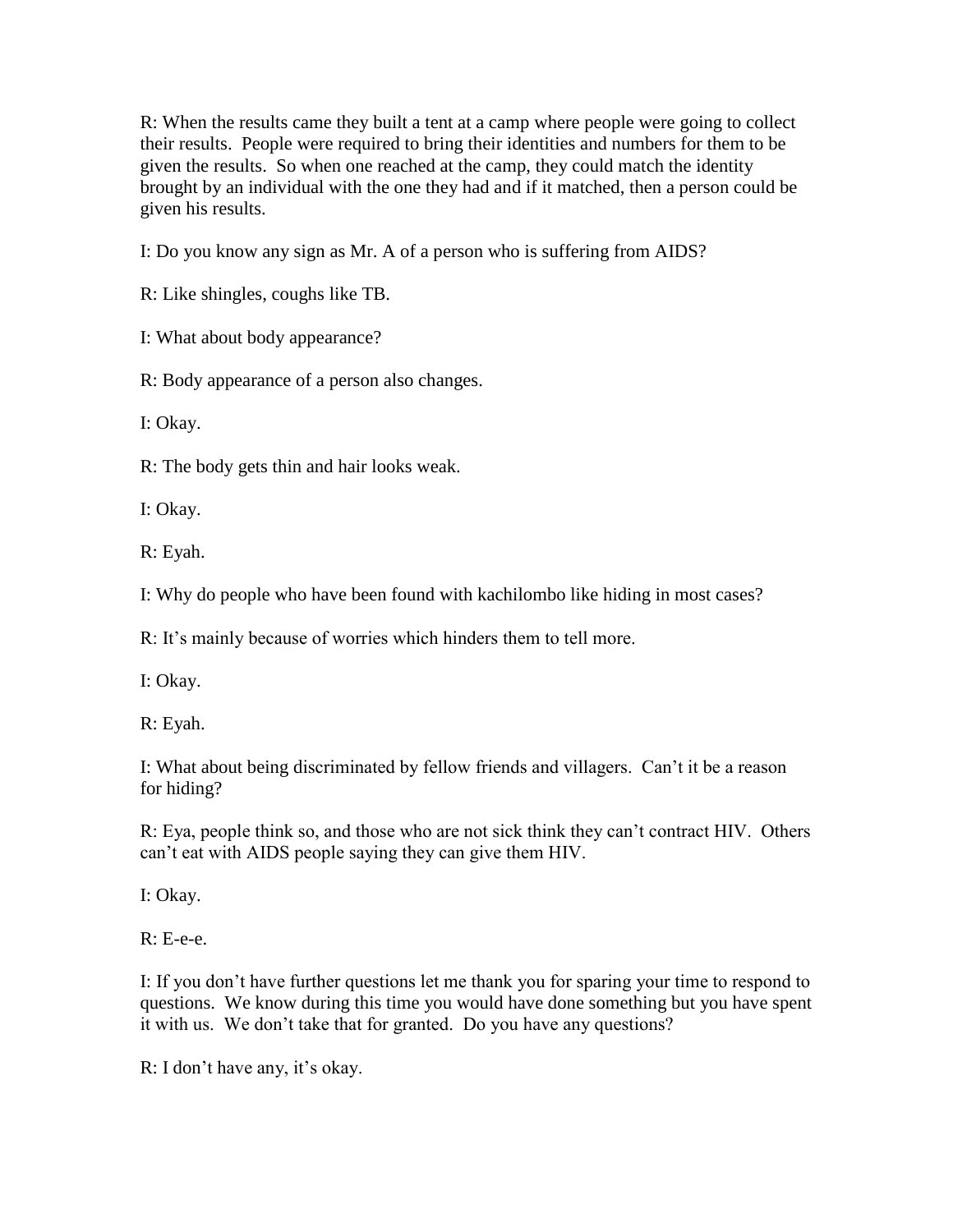R: When the results came they built a tent at a camp where people were going to collect their results. People were required to bring their identities and numbers for them to be given the results. So when one reached at the camp, they could match the identity brought by an individual with the one they had and if it matched, then a person could be given his results.

I: Do you know any sign as Mr. A of a person who is suffering from AIDS?

R: Like shingles, coughs like TB.

I: What about body appearance?

R: Body appearance of a person also changes.

I: Okay.

R: The body gets thin and hair looks weak.

I: Okay.

R: Eyah.

I: Why do people who have been found with kachilombo like hiding in most cases?

R: It's mainly because of worries which hinders them to tell more.

I: Okay.

R: Eyah.

I: What about being discriminated by fellow friends and villagers. Can't it be a reason for hiding?

R: Eya, people think so, and those who are not sick think they can't contract HIV. Others can't eat with AIDS people saying they can give them HIV.

I: Okay.

R: E-e-e.

I: If you don't have further questions let me thank you for sparing your time to respond to questions. We know during this time you would have done something but you have spent it with us. We don't take that for granted. Do you have any questions?

R: I don't have any, it's okay.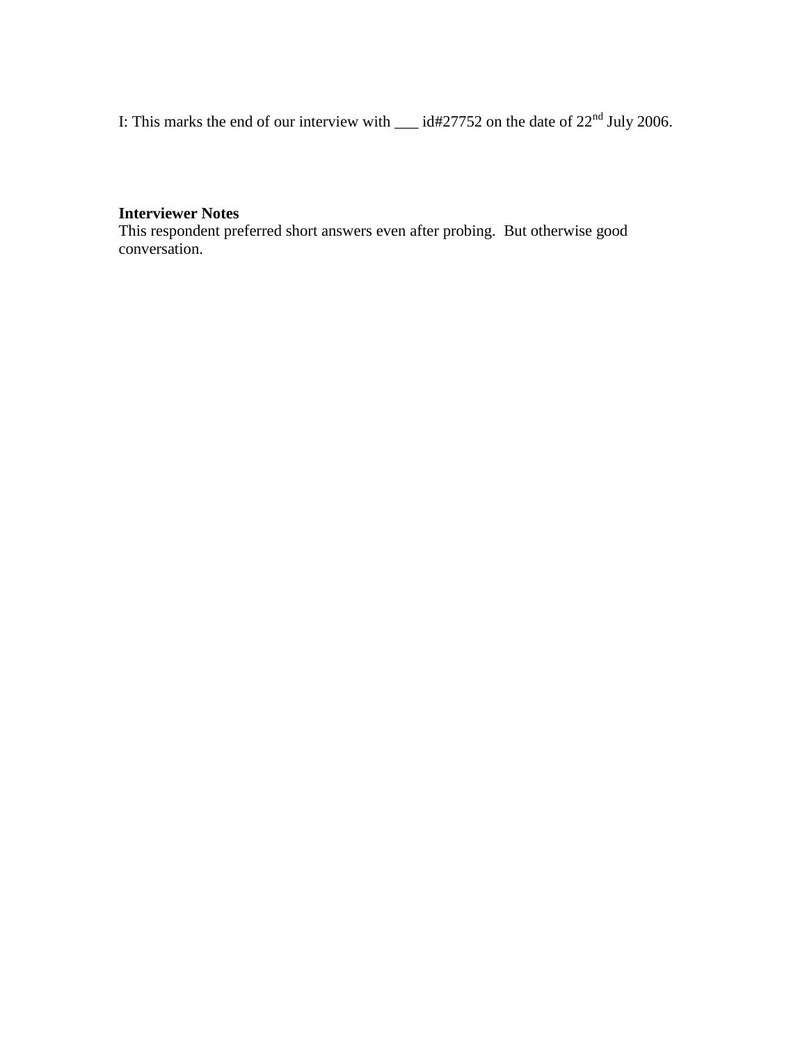I: This marks the end of our interview with ___ id#27752 on the date of 22nd July 2006.

**Interviewer Notes**
This respondent preferred short answers even after probing. But otherwise good conversation.